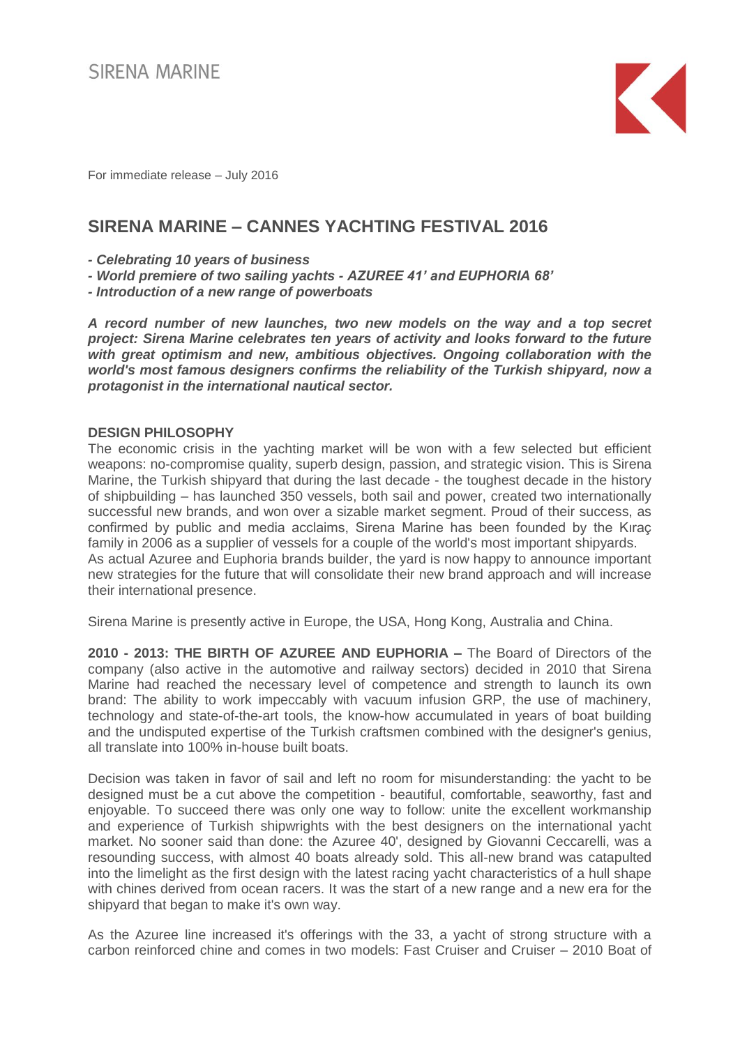SIRENA MARINE

For immediate release – July 2016

# SIRENA MARINE – CANNES YACHTING FESTIVAL 2016

***- Celebrating 10 years of business***
***- World premiere of two sailing yachts - AZUREE 41' and EUPHORIA 68'***
***- Introduction of a new range of powerboats***

***A record number of new launches, two new models on the way and a top secret project: Sirena Marine celebrates ten years of activity and looks forward to the future with great optimism and new, ambitious objectives. Ongoing collaboration with the world's most famous designers confirms the reliability of the Turkish shipyard, now a protagonist in the international nautical sector.***

**DESIGN PHILOSOPHY**

The economic crisis in the yachting market will be won with a few selected but efficient weapons: no-compromise quality, superb design, passion, and strategic vision. This is Sirena Marine, the Turkish shipyard that during the last decade - the toughest decade in the history of shipbuilding – has launched 350 vessels, both sail and power, created two internationally successful new brands, and won over a sizable market segment. Proud of their success, as confirmed by public and media acclaims, Sirena Marine has been founded by the Kıraç family in 2006 as a supplier of vessels for a couple of the world's most important shipyards.
As actual Azuree and Euphoria brands builder, the yard is now happy to announce important new strategies for the future that will consolidate their new brand approach and will increase their international presence.

Sirena Marine is presently active in Europe, the USA, Hong Kong, Australia and China.

**2010 - 2013: THE BIRTH OF AZUREE AND EUPHORIA –** The Board of Directors of the company (also active in the automotive and railway sectors) decided in 2010 that Sirena Marine had reached the necessary level of competence and strength to launch its own brand: The ability to work impeccably with vacuum infusion GRP, the use of machinery, technology and state-of-the-art tools, the know-how accumulated in years of boat building and the undisputed expertise of the Turkish craftsmen combined with the designer's genius, all translate into 100% in-house built boats.

Decision was taken in favor of sail and left no room for misunderstanding: the yacht to be designed must be a cut above the competition - beautiful, comfortable, seaworthy, fast and enjoyable. To succeed there was only one way to follow: unite the excellent workmanship and experience of Turkish shipwrights with the best designers on the international yacht market. No sooner said than done: the Azuree 40', designed by Giovanni Ceccarelli, was a resounding success, with almost 40 boats already sold. This all-new brand was catapulted into the limelight as the first design with the latest racing yacht characteristics of a hull shape with chines derived from ocean racers. It was the start of a new range and a new era for the shipyard that began to make it's own way.

As the Azuree line increased it's offerings with the 33, a yacht of strong structure with a carbon reinforced chine and comes in two models: Fast Cruiser and Cruiser – 2010 Boat of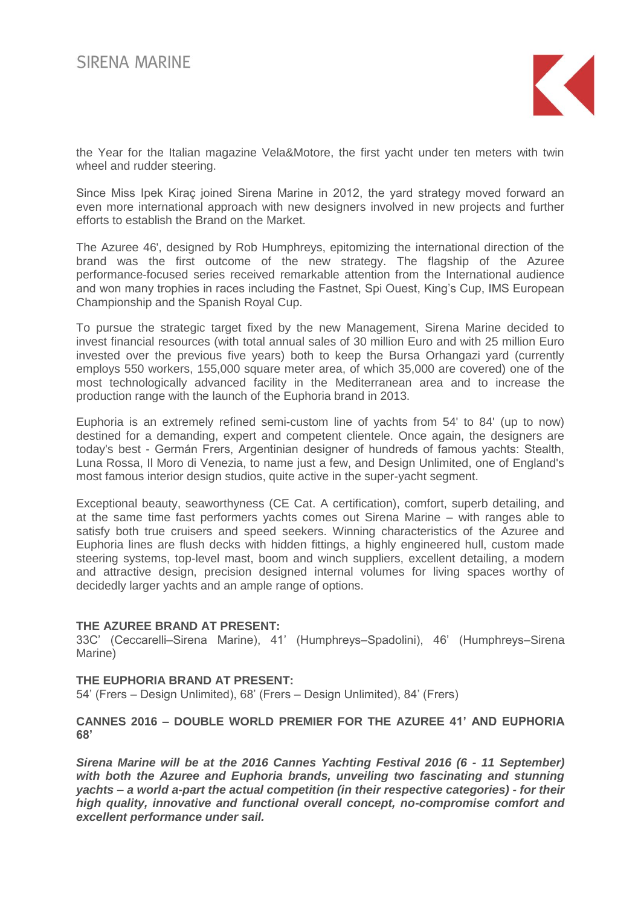the Year for the Italian magazine Vela&Motore, the first yacht under ten meters with twin wheel and rudder steering.

Since Miss Ipek Kiraç joined Sirena Marine in 2012, the yard strategy moved forward an even more international approach with new designers involved in new projects and further efforts to establish the Brand on the Market.

The Azuree 46', designed by Rob Humphreys, epitomizing the international direction of the brand was the first outcome of the new strategy. The flagship of the Azuree performance-focused series received remarkable attention from the International audience and won many trophies in races including the Fastnet, Spi Ouest, King's Cup, IMS European Championship and the Spanish Royal Cup.

To pursue the strategic target fixed by the new Management, Sirena Marine decided to invest financial resources (with total annual sales of 30 million Euro and with 25 million Euro invested over the previous five years) both to keep the Bursa Orhangazi yard (currently employs 550 workers, 155,000 square meter area, of which 35,000 are covered) one of the most technologically advanced facility in the Mediterranean area and to increase the production range with the launch of the Euphoria brand in 2013.

Euphoria is an extremely refined semi-custom line of yachts from 54' to 84' (up to now) destined for a demanding, expert and competent clientele. Once again, the designers are today's best - Germán Frers, Argentinian designer of hundreds of famous yachts: Stealth, Luna Rossa, Il Moro di Venezia, to name just a few, and Design Unlimited, one of England's most famous interior design studios, quite active in the super-yacht segment.

Exceptional beauty, seaworthyness (CE Cat. A certification), comfort, superb detailing, and at the same time fast performers yachts comes out Sirena Marine – with ranges able to satisfy both true cruisers and speed seekers. Winning characteristics of the Azuree and Euphoria lines are flush decks with hidden fittings, a highly engineered hull, custom made steering systems, top-level mast, boom and winch suppliers, excellent detailing, a modern and attractive design, precision designed internal volumes for living spaces worthy of decidedly larger yachts and an ample range of options.

**THE AZUREE BRAND AT PRESENT:**
33C' (Ceccarelli–Sirena Marine), 41' (Humphreys–Spadolini), 46' (Humphreys–Sirena Marine)

**THE EUPHORIA BRAND AT PRESENT:**
54' (Frers – Design Unlimited), 68' (Frers – Design Unlimited), 84' (Frers)

**CANNES 2016 – DOUBLE WORLD PREMIER FOR THE AZUREE 41' AND EUPHORIA 68'**

***Sirena Marine will be at the 2016 Cannes Yachting Festival 2016 (6 - 11 September) with both the Azuree and Euphoria brands, unveiling two fascinating and stunning yachts – a world a-part the actual competition (in their respective categories) - for their high quality, innovative and functional overall concept, no-compromise comfort and excellent performance under sail.***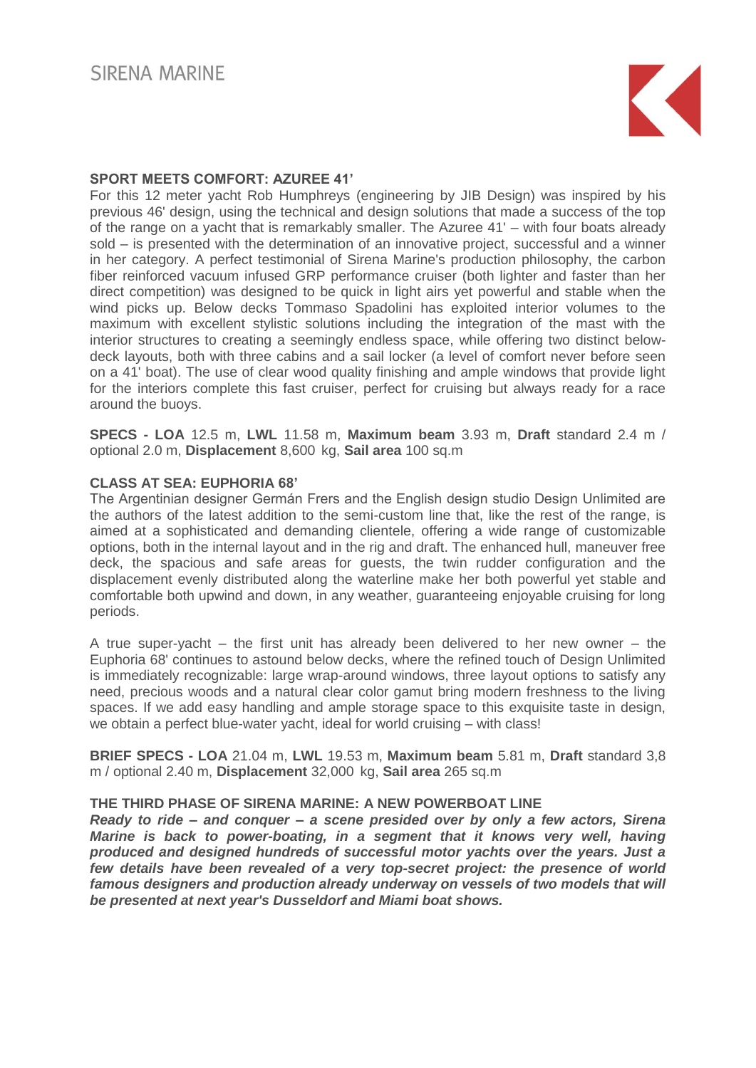## SPORT MEETS COMFORT: AZUREE 41'

For this 12 meter yacht Rob Humphreys (engineering by JIB Design) was inspired by his previous 46' design, using the technical and design solutions that made a success of the top of the range on a yacht that is remarkably smaller. The Azuree 41' – with four boats already sold – is presented with the determination of an innovative project, successful and a winner in her category. A perfect testimonial of Sirena Marine's production philosophy, the carbon fiber reinforced vacuum infused GRP performance cruiser (both lighter and faster than her direct competition) was designed to be quick in light airs yet powerful and stable when the wind picks up. Below decks Tommaso Spadolini has exploited interior volumes to the maximum with excellent stylistic solutions including the integration of the mast with the interior structures to creating a seemingly endless space, while offering two distinct below-deck layouts, both with three cabins and a sail locker (a level of comfort never before seen on a 41' boat). The use of clear wood quality finishing and ample windows that provide light for the interiors complete this fast cruiser, perfect for cruising but always ready for a race around the buoys.

**SPECS - LOA** 12.5 m, **LWL** 11.58 m, **Maximum beam** 3.93 m, **Draft** standard 2.4 m / optional 2.0 m, **Displacement** 8,600 kg, **Sail area** 100 sq.m

## CLASS AT SEA: EUPHORIA 68'

The Argentinian designer Germán Frers and the English design studio Design Unlimited are the authors of the latest addition to the semi-custom line that, like the rest of the range, is aimed at a sophisticated and demanding clientele, offering a wide range of customizable options, both in the internal layout and in the rig and draft. The enhanced hull, maneuver free deck, the spacious and safe areas for guests, the twin rudder configuration and the displacement evenly distributed along the waterline make her both powerful yet stable and comfortable both upwind and down, in any weather, guaranteeing enjoyable cruising for long periods.

A true super-yacht – the first unit has already been delivered to her new owner – the Euphoria 68' continues to astound below decks, where the refined touch of Design Unlimited is immediately recognizable: large wrap-around windows, three layout options to satisfy any need, precious woods and a natural clear color gamut bring modern freshness to the living spaces. If we add easy handling and ample storage space to this exquisite taste in design, we obtain a perfect blue-water yacht, ideal for world cruising – with class!

**BRIEF SPECS - LOA** 21.04 m, **LWL** 19.53 m, **Maximum beam** 5.81 m, **Draft** standard 3,8 m / optional 2.40 m, **Displacement** 32,000 kg, **Sail area** 265 sq.m

## THE THIRD PHASE OF SIRENA MARINE: A NEW POWERBOAT LINE

***Ready to ride – and conquer – a scene presided over by only a few actors, Sirena Marine is back to power-boating, in a segment that it knows very well, having produced and designed hundreds of successful motor yachts over the years. Just a few details have been revealed of a very top-secret project: the presence of world famous designers and production already underway on vessels of two models that will be presented at next year's Dusseldorf and Miami boat shows.***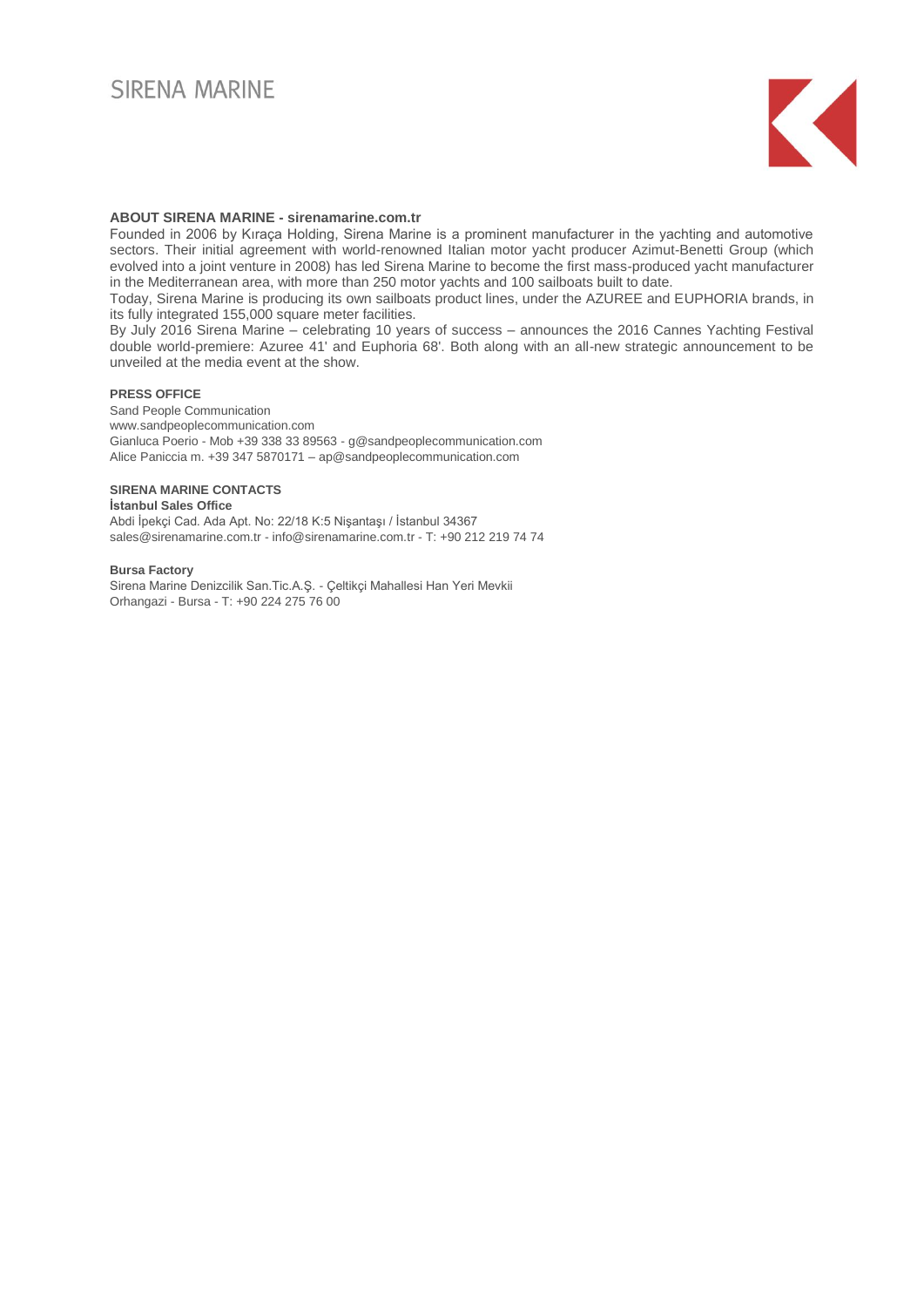SIRENA MARINE

**ABOUT SIRENA MARINE - sirenamarine.com.tr**

Founded in 2006 by Kıraça Holding, Sirena Marine is a prominent manufacturer in the yachting and automotive sectors. Their initial agreement with world-renowned Italian motor yacht producer Azimut-Benetti Group (which evolved into a joint venture in 2008) has led Sirena Marine to become the first mass-produced yacht manufacturer in the Mediterranean area, with more than 250 motor yachts and 100 sailboats built to date.

Today, Sirena Marine is producing its own sailboats product lines, under the AZUREE and EUPHORIA brands, in its fully integrated 155,000 square meter facilities.

By July 2016 Sirena Marine – celebrating 10 years of success – announces the 2016 Cannes Yachting Festival double world-premiere: Azuree 41' and Euphoria 68'. Both along with an all-new strategic announcement to be unveiled at the media event at the show.

**PRESS OFFICE**

Sand People Communication
www.sandpeoplecommunication.com
Gianluca Poerio - Mob +39 338 33 89563 - g@sandpeoplecommunication.com
Alice Paniccia m. +39 347 5870171 – ap@sandpeoplecommunication.com

**SIRENA MARINE CONTACTS**

**İstanbul Sales Office**
Abdi İpekçi Cad. Ada Apt. No: 22/18 K:5 Nişantaşı / İstanbul 34367
sales@sirenamarine.com.tr - info@sirenamarine.com.tr - T: +90 212 219 74 74

**Bursa Factory**
Sirena Marine Denizcilik San.Tic.A.Ş. - Çeltikçi Mahallesi Han Yeri Mevkii
Orhangazi - Bursa - T: +90 224 275 76 00